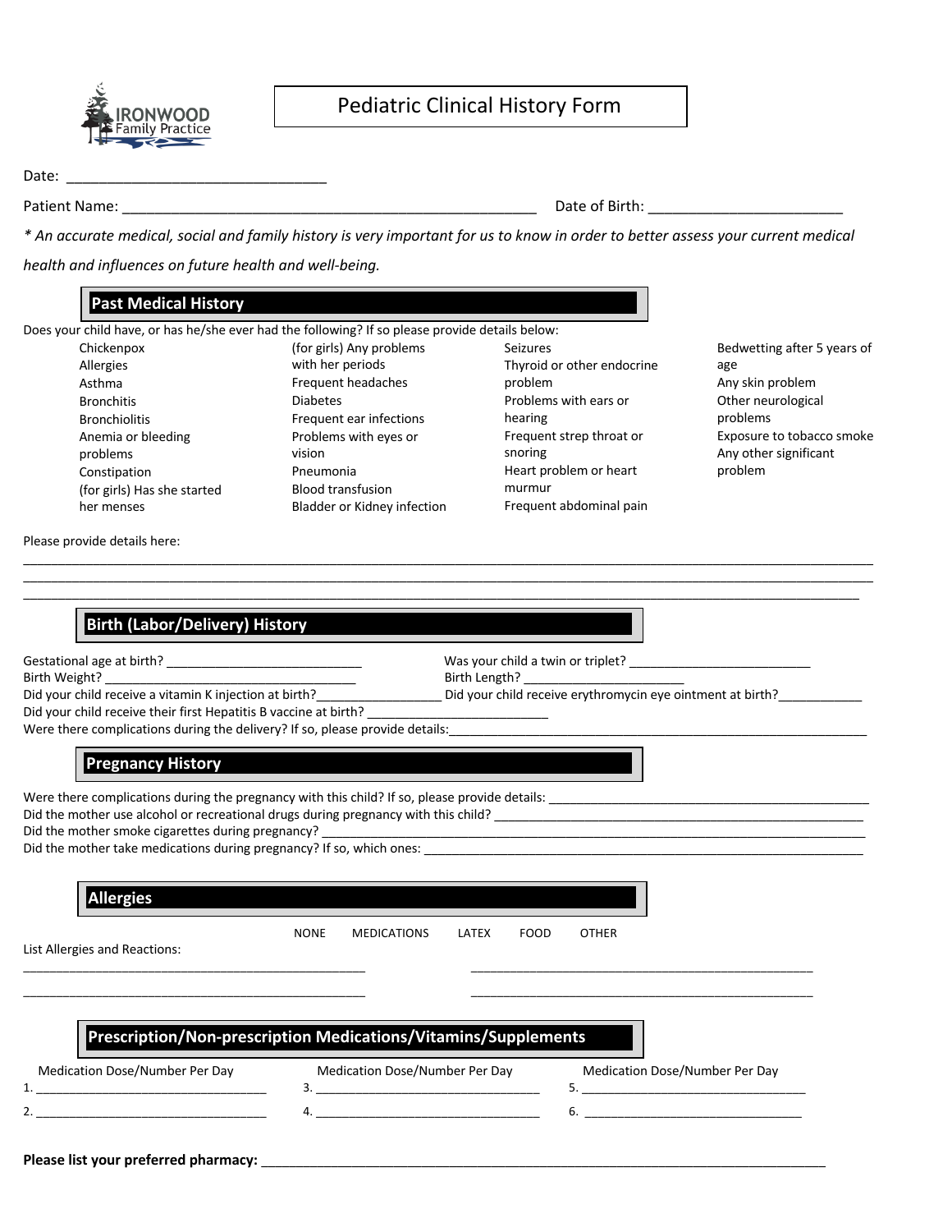IRONWOOD Family Practice

# Pediatric Clinical History Form

Date: ________________________________

Patient Name: ____________________________________________________ Date of Birth: ________________________

*\* An accurate medical, social and family history is very important for us to know in order to better assess your current medical health and influences on future health and well-being.*

## Past Medical History

Does your child have, or has he/she ever had the following? If so please provide details below:

- Chickenpox
- Allergies
- Asthma
- Bronchitis
- Bronchiolitis
- Anemia or bleeding problems
- Constipation
- (for girls) Has she started her menses
- (for girls) Any problems with her periods
- Frequent headaches
- Diabetes
- Frequent ear infections
- Problems with eyes or vision
- Pneumonia
- Blood transfusion
- Bladder or Kidney infection
- Seizures
- Thyroid or other endocrine problem
- Problems with ears or hearing
- Frequent strep throat or snoring
- Heart problem or heart murmur
- Frequent abdominal pain
- Bedwetting after 5 years of age
- Any skin problem
- Other neurological problems
- Exposure to tobacco smoke
- Any other significant problem

Please provide details here:

________________________________________________________________________________________________________________

________________________________________________________________________________________________________________

________________________________________________________________________________________________________________

## Birth (Labor/Delivery) History

Gestational age at birth? ____________________________ Was your child a twin or triplet? __________________________

Birth Weight? ____________________________________ Birth Length? ________________________

Did your child receive a vitamin K injection at birth?__________________ Did your child receive erythromycin eye ointment at birth?____________

Did your child receive their first Hepatitis B vaccine at birth? ___________________________

Were there complications during the delivery? If so, please provide details:_______________________________________________________________

## Pregnancy History

Were there complications during the pregnancy with this child? If so, please provide details: _______________________________________________

Did the mother use alcohol or recreational drugs during pregnancy with this child? ________________________________________________________

Did the mother smoke cigarettes during pregnancy? _________________________________________________________________________________

Did the mother take medications during pregnancy? If so, which ones: ____________________________________________________________________

## Allergies

NONE MEDICATIONS LATEX FOOD OTHER

List Allergies and Reactions:

_________________________________________________ _________________________________________________

_________________________________________________ _________________________________________________

## Prescription/Non-prescription Medications/Vitamins/Supplements

| Medication Dose/Number Per Day | Medication Dose/Number Per Day | Medication Dose/Number Per Day |
|---|---|---|
| 1. ________________________________ | 3. ________________________________ | 5. ________________________________ |
| 2. ________________________________ | 4. ________________________________ | 6. ________________________________ |

**Please list your preferred pharmacy:** ________________________________________________________________________________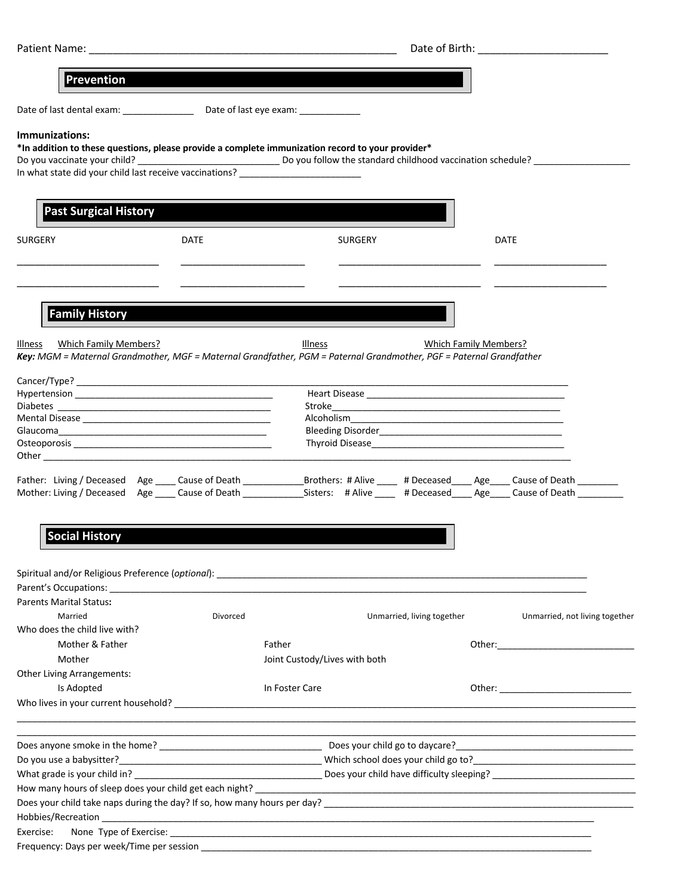Patient Name: ______________________________________________________ Date of Birth: ______________________

## Prevention

Date of last dental exam: ______________ Date of last eye exam: ____________

**Immunizations:**

***In addition to these questions, please provide a complete immunization record to your provider***

Do you vaccinate your child? ____________________________ Do you follow the standard childhood vaccination schedule? ___________________

In what state did your child last receive vaccinations? ________________________

## Past Surgical History

| SURGERY | DATE | SURGERY | DATE |
|---|---|---|---|
| ___________________________ | ________________________ | ___________________________ | ______________________ |
| ___________________________ | ________________________ | ___________________________ | ______________________ |

## Family History

Illness Which Family Members? Illness Which Family Members?

***Key:*** *MGM = Maternal Grandmother, MGF = Maternal Grandfather, PGM = Paternal Grandmother, PGF = Paternal Grandfather*

Cancer/Type? ________________________________________________________________________________________

Hypertension ______________________________________ Heart Disease ______________________________________

Diabetes __________________________________________ Stroke______________________________________________

Mental Disease _____________________________________ Alcoholism__________________________________________

Glaucoma__________________________________________ Bleeding Disorder____________________________________

Osteoporosis _______________________________________ Thyroid Disease______________________________________

Other ______________________________________________________________________________________________

Father: Living / Deceased Age ____ Cause of Death ____________ Brothers: # Alive ____ # Deceased____ Age____ Cause of Death ________

Mother: Living / Deceased Age ____ Cause of Death ____________ Sisters: # Alive ____ # Deceased____ Age____ Cause of Death _________

## Social History

Spiritual and/or Religious Preference (*optional*): _____________________________________________________________________________

Parent's Occupations: ___________________________________________________________________________________________________

Parents Marital Status**:**

Married Divorced Unmarried, living together Unmarried, not living together

Who does the child live with?

Mother & Father Father Other:___________________________

Mother Joint Custody/Lives with both

Other Living Arrangements:

Is Adopted In Foster Care Other: __________________________

Who lives in your current household? _________________________________________________________________________________________

________________________________________________________________________________________________________________________

________________________________________________________________________________________________________________________

Does anyone smoke in the home? _______________________________ Does your child go to daycare?__________________________________

Do you use a babysitter?_______________________________________ Which school does your child go to?_____________________________

What grade is your child in? ____________________________________ Does your child have difficulty sleeping? ________________________

How many hours of sleep does your child get each night? ___________________________________________________________________________

Does your child take naps during the day? If so, how many hours per day? _____________________________________________________________

Hobbies/Recreation ______________________________________________________________________________________________

Exercise: None Type of Exercise: ____________________________________________________________________________________

Frequency: Days per week/Time per session _________________________________________________________________________